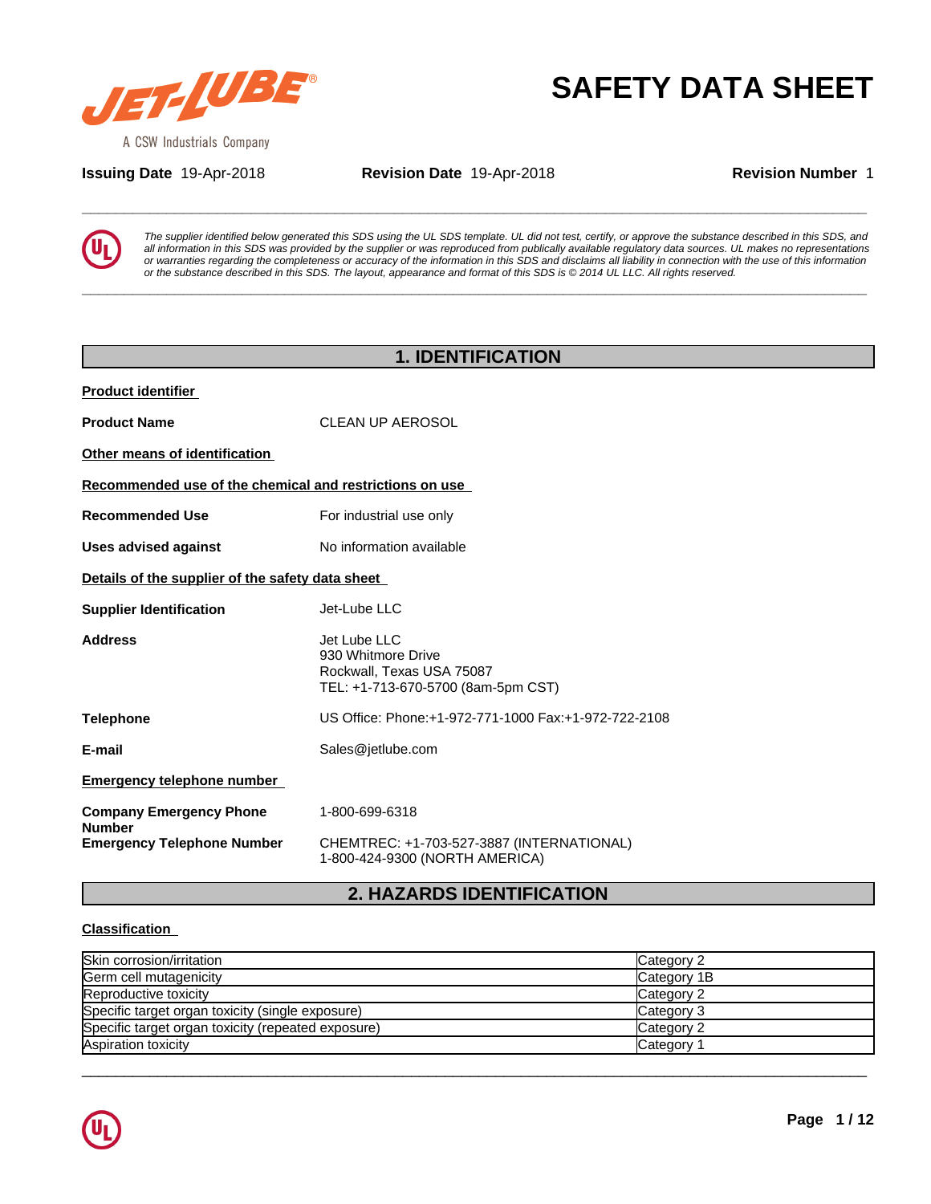# SAFETY DATA SHEET

**Issuing Date** 19-Apr-2018 **Revision Date** 19-Apr-2018 **Revision Number** 1

*The supplier identified below generated this SDS using the UL SDS template. UL did not test, certify, or approve the substance described in this SDS, and all information in this SDS was provided by the supplier or was reproduced from publically available regulatory data sources. UL makes no representations or warranties regarding the completeness or accuracy of the information in this SDS and disclaims all liability in connection with the use of this information or the substance described in this SDS. The layout, appearance and format of this SDS is © 2014 UL LLC. All rights reserved.*

## 1. IDENTIFICATION

**Product identifier**

**Product Name** CLEAN UP AEROSOL

**Other means of identification**

**Recommended use of the chemical and restrictions on use**

**Recommended Use** For industrial use only

**Uses advised against** No information available

**Details of the supplier of the safety data sheet**

**Supplier Identification** Jet-Lube LLC

**Address**
Jet Lube LLC
930 Whitmore Drive
Rockwall, Texas USA 75087
TEL: +1-713-670-5700 (8am-5pm CST)

**Telephone** US Office: Phone:+1-972-771-1000 Fax:+1-972-722-2108

**E-mail** Sales@jetlube.com

**Emergency telephone number**

**Company Emergency Phone Number** 1-800-699-6318

**Emergency Telephone Number** CHEMTREC: +1-703-527-3887 (INTERNATIONAL)
1-800-424-9300 (NORTH AMERICA)

## 2. HAZARDS IDENTIFICATION

**Classification**

| Hazard | Category |
|---|---|
| Skin corrosion/irritation | Category 2 |
| Germ cell mutagenicity | Category 1B |
| Reproductive toxicity | Category 2 |
| Specific target organ toxicity (single exposure) | Category 3 |
| Specific target organ toxicity (repeated exposure) | Category 2 |
| Aspiration toxicity | Category 1 |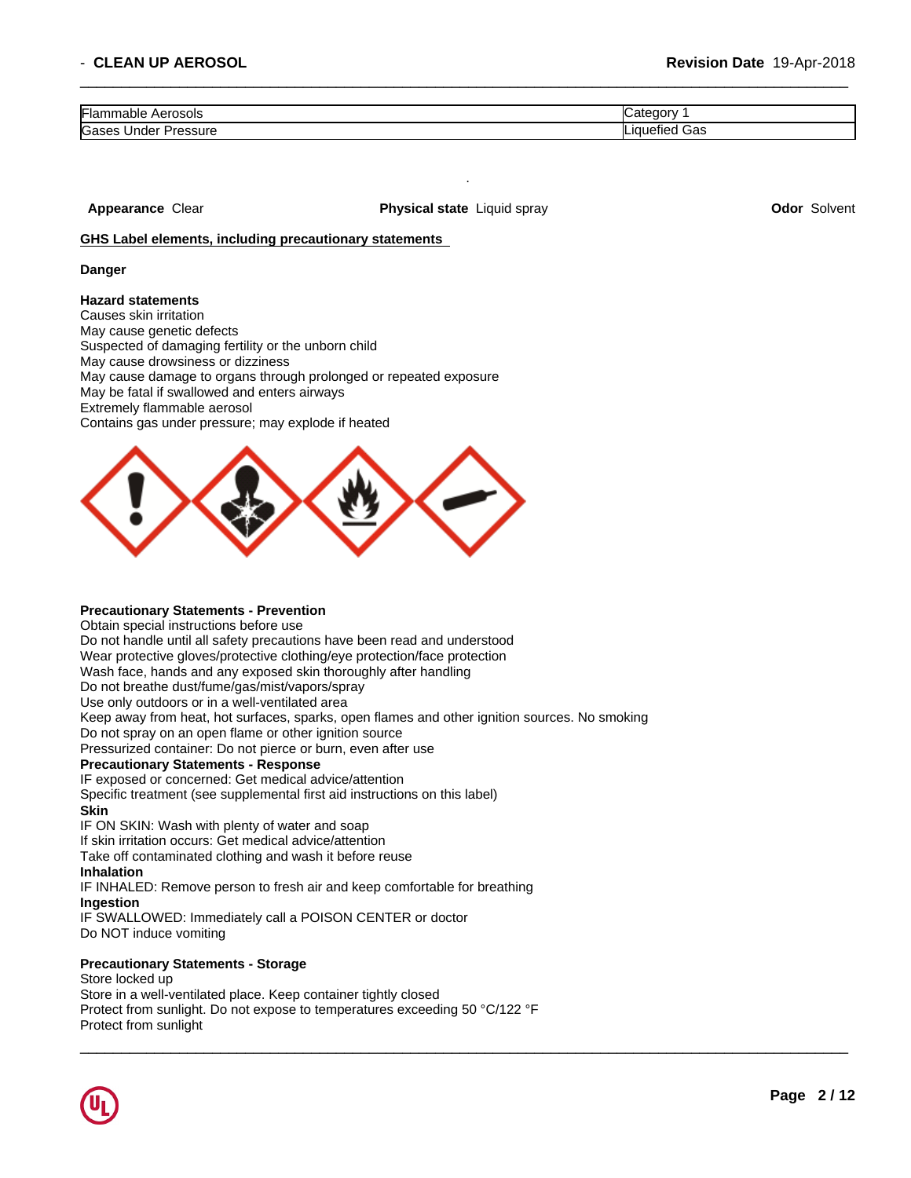| Flammable Aerosols | Category 1 |
|---|---|
| Gases Under Pressure | Liquefied Gas |

**Appearance** Clear **Physical state** Liquid spray **Odor** Solvent

**GHS Label elements, including precautionary statements**

**Danger**

**Hazard statements**

Causes skin irritation
May cause genetic defects
Suspected of damaging fertility or the unborn child
May cause drowsiness or dizziness
May cause damage to organs through prolonged or repeated exposure
May be fatal if swallowed and enters airways
Extremely flammable aerosol
Contains gas under pressure; may explode if heated

**Precautionary Statements - Prevention**

Obtain special instructions before use
Do not handle until all safety precautions have been read and understood
Wear protective gloves/protective clothing/eye protection/face protection
Wash face, hands and any exposed skin thoroughly after handling
Do not breathe dust/fume/gas/mist/vapors/spray
Use only outdoors or in a well-ventilated area
Keep away from heat, hot surfaces, sparks, open flames and other ignition sources. No smoking
Do not spray on an open flame or other ignition source
Pressurized container: Do not pierce or burn, even after use

**Precautionary Statements - Response**

IF exposed or concerned: Get medical advice/attention
Specific treatment (see supplemental first aid instructions on this label)

**Skin**

IF ON SKIN: Wash with plenty of water and soap
If skin irritation occurs: Get medical advice/attention
Take off contaminated clothing and wash it before reuse

**Inhalation**

IF INHALED: Remove person to fresh air and keep comfortable for breathing

**Ingestion**

IF SWALLOWED: Immediately call a POISON CENTER or doctor
Do NOT induce vomiting

**Precautionary Statements - Storage**

Store locked up
Store in a well-ventilated place. Keep container tightly closed
Protect from sunlight. Do not expose to temperatures exceeding 50 °C/122 °F
Protect from sunlight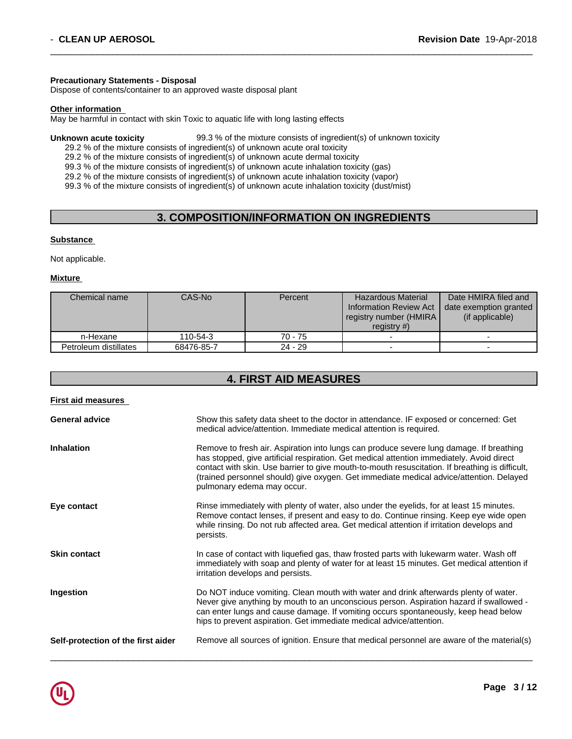**Precautionary Statements - Disposal**
Dispose of contents/container to an approved waste disposal plant

**Other information**
May be harmful in contact with skin Toxic to aquatic life with long lasting effects

**Unknown acute toxicity** 99.3 % of the mixture consists of ingredient(s) of unknown toxicity
29.2 % of the mixture consists of ingredient(s) of unknown acute oral toxicity
29.2 % of the mixture consists of ingredient(s) of unknown acute dermal toxicity
99.3 % of the mixture consists of ingredient(s) of unknown acute inhalation toxicity (gas)
29.2 % of the mixture consists of ingredient(s) of unknown acute inhalation toxicity (vapor)
99.3 % of the mixture consists of ingredient(s) of unknown acute inhalation toxicity (dust/mist)

## 3. COMPOSITION/INFORMATION ON INGREDIENTS

**Substance**

Not applicable.

**Mixture**

| Chemical name | CAS-No | Percent | Hazardous Material Information Review Act registry number (HMIRA registry #) | Date HMIRA filed and date exemption granted (if applicable) |
|---|---|---|---|---|
| n-Hexane | 110-54-3 | 70 - 75 | - | - |
| Petroleum distillates | 68476-85-7 | 24 - 29 | - | - |

## 4. FIRST AID MEASURES

**First aid measures**

**General advice** Show this safety data sheet to the doctor in attendance. IF exposed or concerned: Get medical advice/attention. Immediate medical attention is required.

**Inhalation** Remove to fresh air. Aspiration into lungs can produce severe lung damage. If breathing has stopped, give artificial respiration. Get medical attention immediately. Avoid direct contact with skin. Use barrier to give mouth-to-mouth resuscitation. If breathing is difficult, (trained personnel should) give oxygen. Get immediate medical advice/attention. Delayed pulmonary edema may occur.

**Eye contact** Rinse immediately with plenty of water, also under the eyelids, for at least 15 minutes. Remove contact lenses, if present and easy to do. Continue rinsing. Keep eye wide open while rinsing. Do not rub affected area. Get medical attention if irritation develops and persists.

**Skin contact** In case of contact with liquefied gas, thaw frosted parts with lukewarm water. Wash off immediately with soap and plenty of water for at least 15 minutes. Get medical attention if irritation develops and persists.

**Ingestion** Do NOT induce vomiting. Clean mouth with water and drink afterwards plenty of water. Never give anything by mouth to an unconscious person. Aspiration hazard if swallowed - can enter lungs and cause damage. If vomiting occurs spontaneously, keep head below hips to prevent aspiration. Get immediate medical advice/attention.

**Self-protection of the first aider** Remove all sources of ignition. Ensure that medical personnel are aware of the material(s)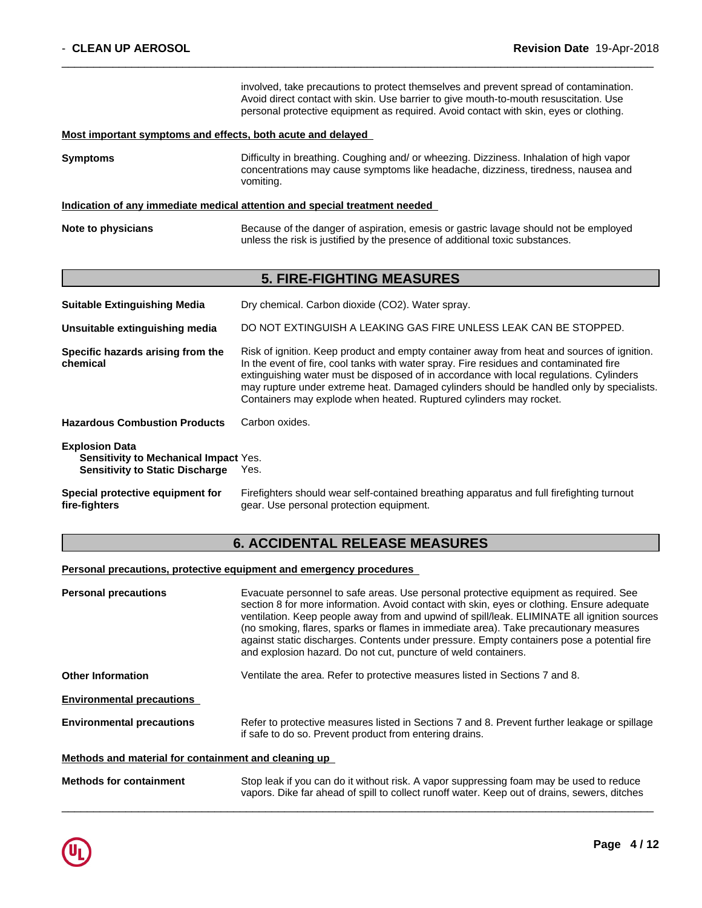involved, take precautions to protect themselves and prevent spread of contamination. Avoid direct contact with skin. Use barrier to give mouth-to-mouth resuscitation. Use personal protective equipment as required. Avoid contact with skin, eyes or clothing.

**Most important symptoms and effects, both acute and delayed**

**Symptoms** Difficulty in breathing. Coughing and/ or wheezing. Dizziness. Inhalation of high vapor concentrations may cause symptoms like headache, dizziness, tiredness, nausea and vomiting.

**Indication of any immediate medical attention and special treatment needed**

**Note to physicians** Because of the danger of aspiration, emesis or gastric lavage should not be employed unless the risk is justified by the presence of additional toxic substances.

## 5. FIRE-FIGHTING MEASURES

**Suitable Extinguishing Media** Dry chemical. Carbon dioxide ($CO_2$). Water spray.

**Unsuitable extinguishing media** DO NOT EXTINGUISH A LEAKING GAS FIRE UNLESS LEAK CAN BE STOPPED.

**Specific hazards arising from the chemical** Risk of ignition. Keep product and empty container away from heat and sources of ignition. In the event of fire, cool tanks with water spray. Fire residues and contaminated fire extinguishing water must be disposed of in accordance with local regulations. Cylinders may rupture under extreme heat. Damaged cylinders should be handled only by specialists. Containers may explode when heated. Ruptured cylinders may rocket.

**Hazardous Combustion Products** Carbon oxides.

**Explosion Data**
**Sensitivity to Mechanical Impact** Yes.
**Sensitivity to Static Discharge** Yes.

**Special protective equipment for fire-fighters** Firefighters should wear self-contained breathing apparatus and full firefighting turnout gear. Use personal protection equipment.

## 6. ACCIDENTAL RELEASE MEASURES

**Personal precautions, protective equipment and emergency procedures**

**Personal precautions** Evacuate personnel to safe areas. Use personal protective equipment as required. See section 8 for more information. Avoid contact with skin, eyes or clothing. Ensure adequate ventilation. Keep people away from and upwind of spill/leak. ELIMINATE all ignition sources (no smoking, flares, sparks or flames in immediate area). Take precautionary measures against static discharges. Contents under pressure. Empty containers pose a potential fire and explosion hazard. Do not cut, puncture of weld containers.

**Other Information** Ventilate the area. Refer to protective measures listed in Sections 7 and 8.

**Environmental precautions**

**Environmental precautions** Refer to protective measures listed in Sections 7 and 8. Prevent further leakage or spillage if safe to do so. Prevent product from entering drains.

**Methods and material for containment and cleaning up**

**Methods for containment** Stop leak if you can do it without risk. A vapor suppressing foam may be used to reduce vapors. Dike far ahead of spill to collect runoff water. Keep out of drains, sewers, ditches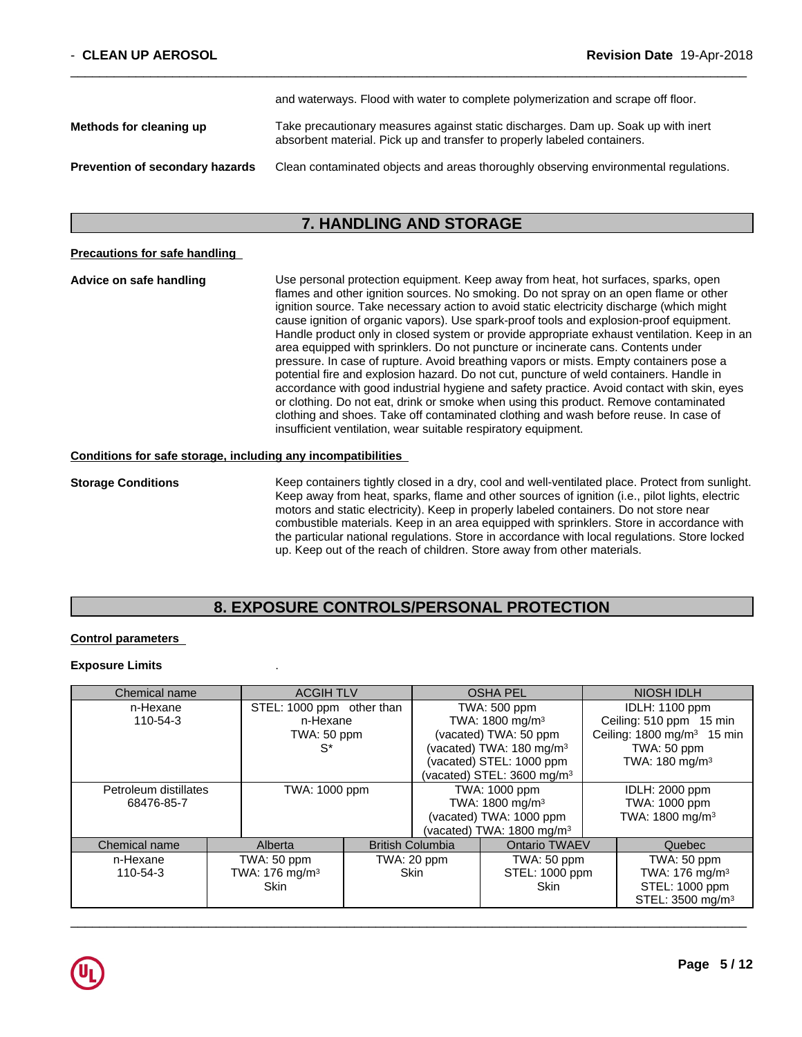and waterways. Flood with water to complete polymerization and scrape off floor.

**Methods for cleaning up** Take precautionary measures against static discharges. Dam up. Soak up with inert absorbent material. Pick up and transfer to properly labeled containers.

**Prevention of secondary hazards** Clean contaminated objects and areas thoroughly observing environmental regulations.

## 7. HANDLING AND STORAGE

**Precautions for safe handling**

**Advice on safe handling** Use personal protection equipment. Keep away from heat, hot surfaces, sparks, open flames and other ignition sources. No smoking. Do not spray on an open flame or other ignition source. Take necessary action to avoid static electricity discharge (which might cause ignition of organic vapors). Use spark-proof tools and explosion-proof equipment. Handle product only in closed system or provide appropriate exhaust ventilation. Keep in an area equipped with sprinklers. Do not puncture or incinerate cans. Contents under pressure. In case of rupture. Avoid breathing vapors or mists. Empty containers pose a potential fire and explosion hazard. Do not cut, puncture of weld containers. Handle in accordance with good industrial hygiene and safety practice. Avoid contact with skin, eyes or clothing. Do not eat, drink or smoke when using this product. Remove contaminated clothing and shoes. Take off contaminated clothing and wash before reuse. In case of insufficient ventilation, wear suitable respiratory equipment.

**Conditions for safe storage, including any incompatibilities**

**Storage Conditions** Keep containers tightly closed in a dry, cool and well-ventilated place. Protect from sunlight. Keep away from heat, sparks, flame and other sources of ignition (i.e., pilot lights, electric motors and static electricity). Keep in properly labeled containers. Do not store near combustible materials. Keep in an area equipped with sprinklers. Store in accordance with the particular national regulations. Store in accordance with local regulations. Store locked up. Keep out of the reach of children. Store away from other materials.

## 8. EXPOSURE CONTROLS/PERSONAL PROTECTION

**Control parameters**

**Exposure Limits** .

| Chemical name | ACGIH TLV | OSHA PEL | NIOSH IDLH |
|---|---|---|---|
| n-Hexane<br>110-54-3 | STEL: 1000 ppm other than n-Hexane<br>TWA: 50 ppm<br>S* | TWA: 500 ppm<br>TWA: 1800 mg/m³<br>(vacated) TWA: 50 ppm<br>(vacated) TWA: 180 mg/m³<br>(vacated) STEL: 1000 ppm<br>(vacated) STEL: 3600 mg/m³ | IDLH: 1100 ppm<br>Ceiling: 510 ppm 15 min<br>Ceiling: 1800 mg/m³ 15 min<br>TWA: 50 ppm<br>TWA: 180 mg/m³ |
| Petroleum distillates<br>68476-85-7 | TWA: 1000 ppm | TWA: 1000 ppm<br>TWA: 1800 mg/m³<br>(vacated) TWA: 1000 ppm<br>(vacated) TWA: 1800 mg/m³ | IDLH: 2000 ppm<br>TWA: 1000 ppm<br>TWA: 1800 mg/m³ |

| Chemical name | Alberta | British Columbia | Ontario TWAEV | Quebec |
|---|---|---|---|---|
| n-Hexane<br>110-54-3 | TWA: 50 ppm<br>TWA: 176 mg/m³<br>Skin | TWA: 20 ppm<br>Skin | TWA: 50 ppm<br>STEL: 1000 ppm<br>Skin | TWA: 50 ppm<br>TWA: 176 mg/m³<br>STEL: 1000 ppm<br>STEL: 3500 mg/m³ |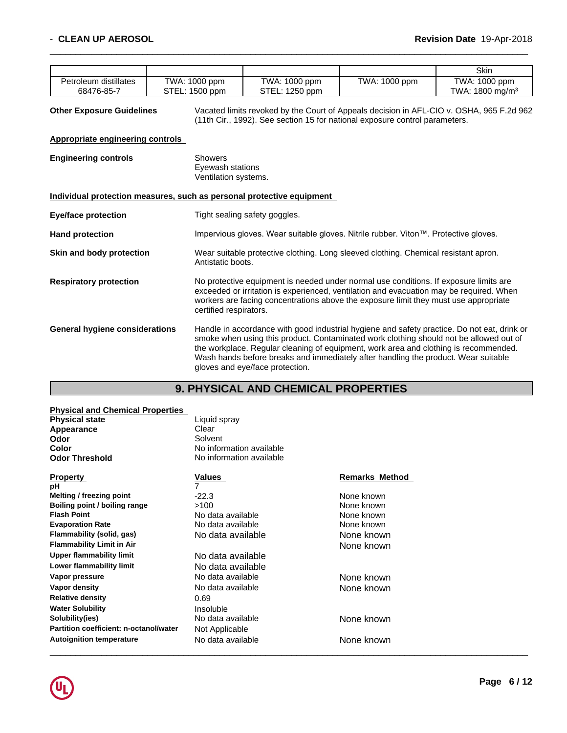| | | | | Skin |
|---|---|---|---|---|
| Petroleum distillates 68476-85-7 | TWA: 1000 ppm STEL: 1500 ppm | TWA: 1000 ppm STEL: 1250 ppm | TWA: 1000 ppm | TWA: 1000 ppm TWA: 1800 mg/m$^3$ |

**Other Exposure Guidelines** Vacated limits revoked by the Court of Appeals decision in AFL-CIO v. OSHA, 965 F.2d 962 (11th Cir., 1992). See section 15 for national exposure control parameters.

**Appropriate engineering controls**

**Engineering controls** Showers
Eyewash stations
Ventilation systems.

**Individual protection measures, such as personal protective equipment**

**Eye/face protection** Tight sealing safety goggles.

**Hand protection** Impervious gloves. Wear suitable gloves. Nitrile rubber. Viton™. Protective gloves.

**Skin and body protection** Wear suitable protective clothing. Long sleeved clothing. Chemical resistant apron. Antistatic boots.

**Respiratory protection** No protective equipment is needed under normal use conditions. If exposure limits are exceeded or irritation is experienced, ventilation and evacuation may be required. When workers are facing concentrations above the exposure limit they must use appropriate certified respirators.

**General hygiene considerations** Handle in accordance with good industrial hygiene and safety practice. Do not eat, drink or smoke when using this product. Contaminated work clothing should not be allowed out of the workplace. Regular cleaning of equipment, work area and clothing is recommended. Wash hands before breaks and immediately after handling the product. Wear suitable gloves and eye/face protection.

## 9. PHYSICAL AND CHEMICAL PROPERTIES

**Physical and Chemical Properties**

| | |
|---|---|
| **Physical state** | Liquid spray |
| **Appearance** | Clear |
| **Odor** | Solvent |
| **Color** | No information available |
| **Odor Threshold** | No information available |

| Property | Values | Remarks Method |
|---|---|---|
| **pH** | 7 | |
| **Melting / freezing point** | -22.3 | None known |
| **Boiling point / boiling range** | >100 | None known |
| **Flash Point** | No data available | None known |
| **Evaporation Rate** | No data available | None known |
| **Flammability (solid, gas)** | No data available | None known |
| **Flammability Limit in Air** | | None known |
| **Upper flammability limit** | No data available | |
| **Lower flammability limit** | No data available | |
| **Vapor pressure** | No data available | None known |
| **Vapor density** | No data available | None known |
| **Relative density** | 0.69 | |
| **Water Solubility** | Insoluble | |
| **Solubility(ies)** | No data available | None known |
| **Partition coefficient: n-octanol/water** | Not Applicable | |
| **Autoignition temperature** | No data available | None known |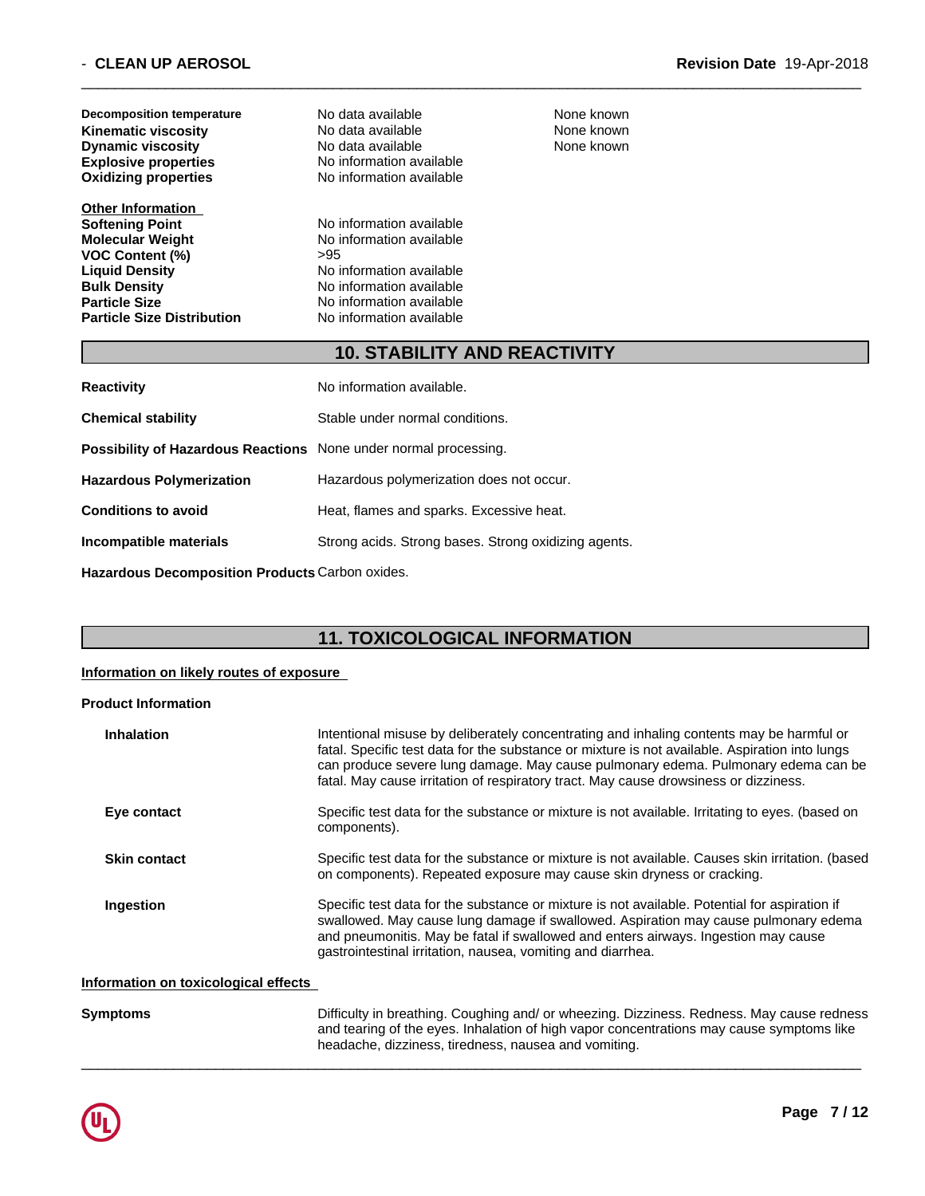| | | |
|---|---|---|
| **Decomposition temperature** | No data available | None known |
| **Kinematic viscosity** | No data available | None known |
| **Dynamic viscosity** | No data available | None known |
| **Explosive properties** | No information available | |
| **Oxidizing properties** | No information available | |

**Other Information**

| | |
|---|---|
| **Softening Point** | No information available |
| **Molecular Weight** | No information available |
| **VOC Content (%)** | >95 |
| **Liquid Density** | No information available |
| **Bulk Density** | No information available |
| **Particle Size** | No information available |
| **Particle Size Distribution** | No information available |

## 10. STABILITY AND REACTIVITY

**Reactivity** No information available.

**Chemical stability** Stable under normal conditions.

**Possibility of Hazardous Reactions** None under normal processing.

**Hazardous Polymerization** Hazardous polymerization does not occur.

**Conditions to avoid** Heat, flames and sparks. Excessive heat.

**Incompatible materials** Strong acids. Strong bases. Strong oxidizing agents.

**Hazardous Decomposition Products** Carbon oxides.

## 11. TOXICOLOGICAL INFORMATION

**Information on likely routes of exposure**

**Product Information**

**Inhalation** Intentional misuse by deliberately concentrating and inhaling contents may be harmful or fatal. Specific test data for the substance or mixture is not available. Aspiration into lungs can produce severe lung damage. May cause pulmonary edema. Pulmonary edema can be fatal. May cause irritation of respiratory tract. May cause drowsiness or dizziness.

**Eye contact** Specific test data for the substance or mixture is not available. Irritating to eyes. (based on components).

**Skin contact** Specific test data for the substance or mixture is not available. Causes skin irritation. (based on components). Repeated exposure may cause skin dryness or cracking.

**Ingestion** Specific test data for the substance or mixture is not available. Potential for aspiration if swallowed. May cause lung damage if swallowed. Aspiration may cause pulmonary edema and pneumonitis. May be fatal if swallowed and enters airways. Ingestion may cause gastrointestinal irritation, nausea, vomiting and diarrhea.

**Information on toxicological effects**

**Symptoms** Difficulty in breathing. Coughing and/ or wheezing. Dizziness. Redness. May cause redness and tearing of the eyes. Inhalation of high vapor concentrations may cause symptoms like headache, dizziness, tiredness, nausea and vomiting.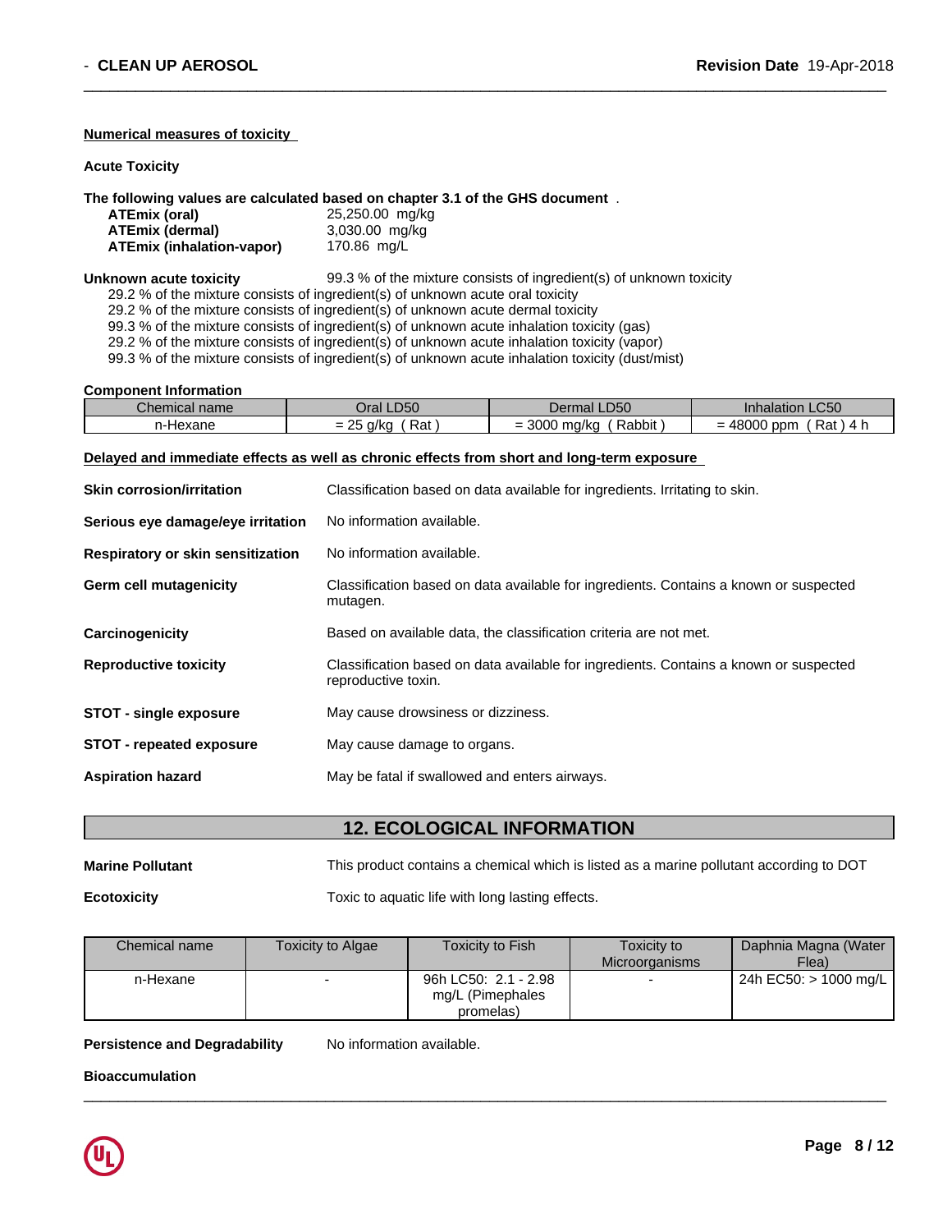#### Numerical measures of toxicity

**Acute Toxicity**

**The following values are calculated based on chapter 3.1 of the GHS document** .

| | |
|---|---|
| **ATEmix (oral)** | 25,250.00 mg/kg |
| **ATEmix (dermal)** | 3,030.00 mg/kg |
| **ATEmix (inhalation-vapor)** | 170.86 mg/L |

**Unknown acute toxicity** 99.3 % of the mixture consists of ingredient(s) of unknown toxicity

29.2 % of the mixture consists of ingredient(s) of unknown acute oral toxicity
29.2 % of the mixture consists of ingredient(s) of unknown acute dermal toxicity
99.3 % of the mixture consists of ingredient(s) of unknown acute inhalation toxicity (gas)
29.2 % of the mixture consists of ingredient(s) of unknown acute inhalation toxicity (vapor)
99.3 % of the mixture consists of ingredient(s) of unknown acute inhalation toxicity (dust/mist)

**Component Information**

| Chemical name | Oral LD50 | Dermal LD50 | Inhalation LC50 |
|---|---|---|---|
| n-Hexane | = 25 g/kg ( Rat ) | = 3000 mg/kg ( Rabbit ) | = 48000 ppm ( Rat ) 4 h |

#### Delayed and immediate effects as well as chronic effects from short and long-term exposure

**Skin corrosion/irritation** Classification based on data available for ingredients. Irritating to skin.

**Serious eye damage/eye irritation** No information available.

**Respiratory or skin sensitization** No information available.

**Germ cell mutagenicity** Classification based on data available for ingredients. Contains a known or suspected mutagen.

**Carcinogenicity** Based on available data, the classification criteria are not met.

**Reproductive toxicity** Classification based on data available for ingredients. Contains a known or suspected reproductive toxin.

**STOT - single exposure** May cause drowsiness or dizziness.

**STOT - repeated exposure** May cause damage to organs.

**Aspiration hazard** May be fatal if swallowed and enters airways.

## 12. ECOLOGICAL INFORMATION

**Marine Pollutant** This product contains a chemical which is listed as a marine pollutant according to DOT

**Ecotoxicity** Toxic to aquatic life with long lasting effects.

| Chemical name | Toxicity to Algae | Toxicity to Fish | Toxicity to Microorganisms | Daphnia Magna (Water Flea) |
|---|---|---|---|---|
| n-Hexane | - | 96h LC50: 2.1 - 2.98 mg/L (Pimephales promelas) | - | 24h EC50: > 1000 mg/L |

**Persistence and Degradability** No information available.

**Bioaccumulation**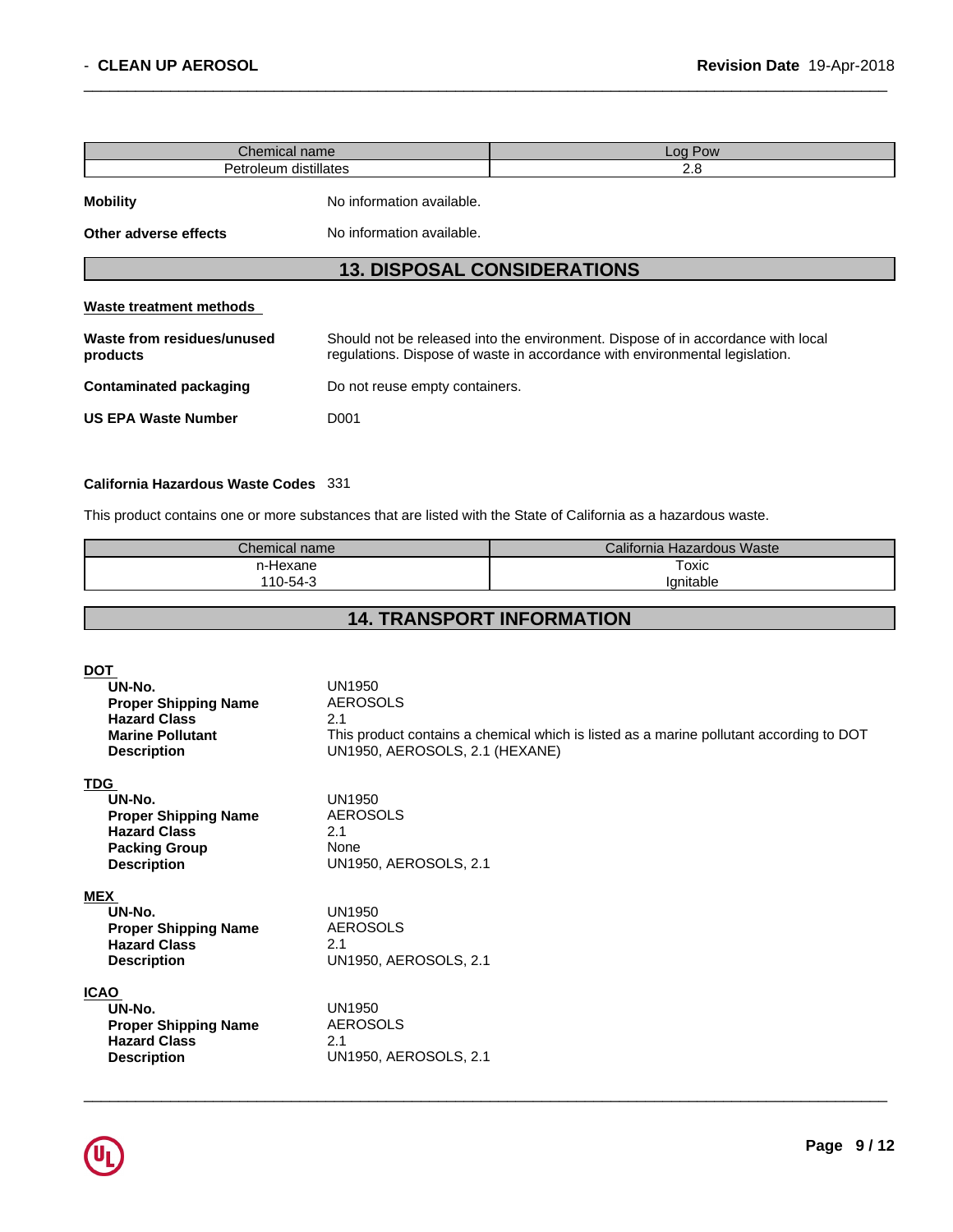| Chemical name | Log Pow |
| --- | --- |
| Petroleum distillates | 2.8 |

**Mobility** No information available.

**Other adverse effects** No information available.

## 13. DISPOSAL CONSIDERATIONS

**Waste treatment methods**

**Waste from residues/unused products** Should not be released into the environment. Dispose of in accordance with local regulations. Dispose of waste in accordance with environmental legislation.

**Contaminated packaging** Do not reuse empty containers.

**US EPA Waste Number** D001

**California Hazardous Waste Codes** 331

This product contains one or more substances that are listed with the State of California as a hazardous waste.

| Chemical name | California Hazardous Waste |
| --- | --- |
| n-Hexane<br>110-54-3 | Toxic<br>Ignitable |

## 14. TRANSPORT INFORMATION

**DOT**

- **UN-No.** UN1950
- **Proper Shipping Name** AEROSOLS
- **Hazard Class** 2.1
- **Marine Pollutant** This product contains a chemical which is listed as a marine pollutant according to DOT
- **Description** UN1950, AEROSOLS, 2.1 (HEXANE)

**TDG**

- **UN-No.** UN1950
- **Proper Shipping Name** AEROSOLS
- **Hazard Class** 2.1
- **Packing Group** None
- **Description** UN1950, AEROSOLS, 2.1

**MEX**

- **UN-No.** UN1950
- **Proper Shipping Name** AEROSOLS
- **Hazard Class** 2.1
- **Description** UN1950, AEROSOLS, 2.1

**ICAO**

- **UN-No.** UN1950
- **Proper Shipping Name** AEROSOLS
- **Hazard Class** 2.1
- **Description** UN1950, AEROSOLS, 2.1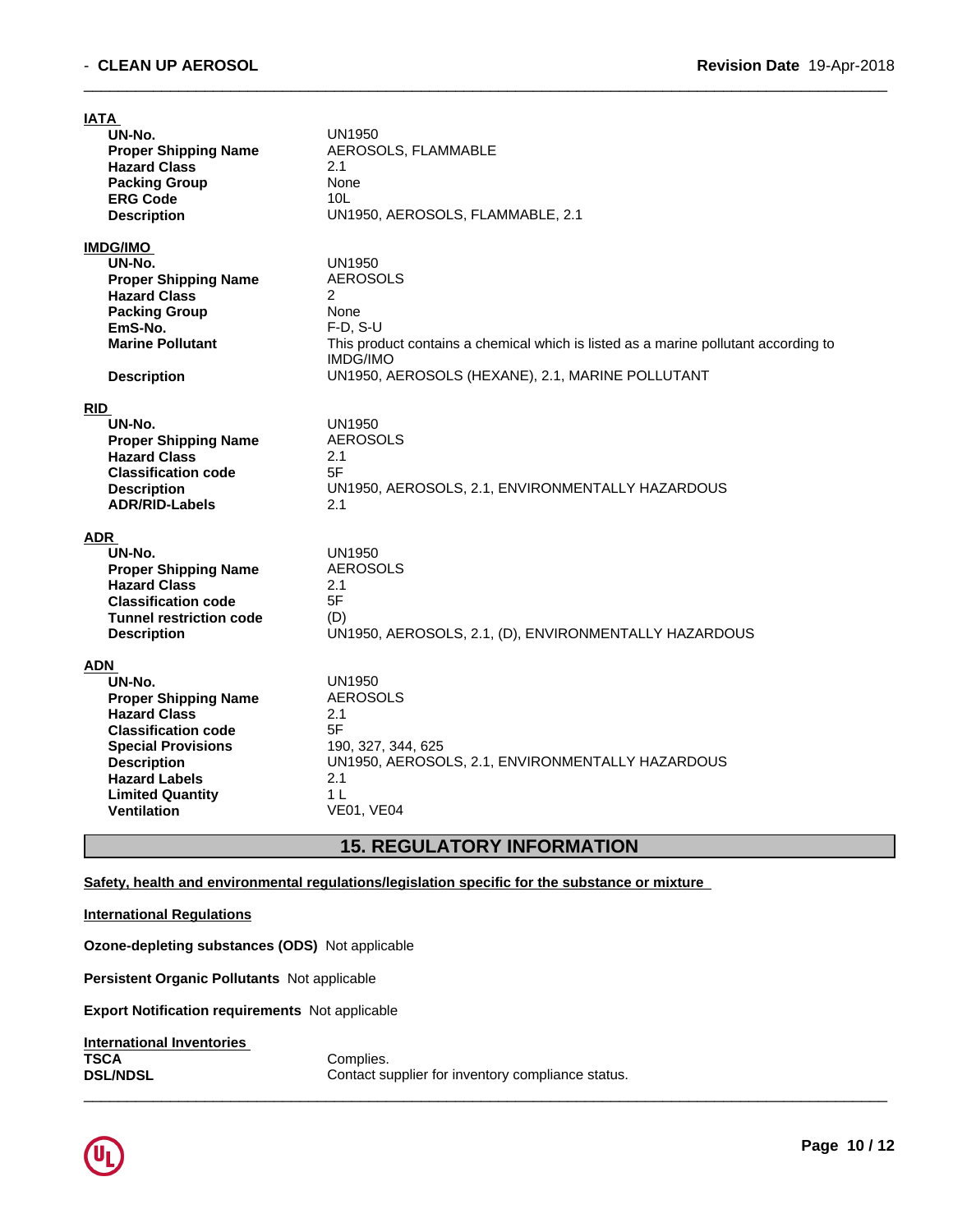**IATA**

| | |
|---|---|
| **UN-No.** | UN1950 |
| **Proper Shipping Name** | AEROSOLS, FLAMMABLE |
| **Hazard Class** | 2.1 |
| **Packing Group** | None |
| **ERG Code** | 10L |
| **Description** | UN1950, AEROSOLS, FLAMMABLE, 2.1 |

**IMDG/IMO**

| | |
|---|---|
| **UN-No.** | UN1950 |
| **Proper Shipping Name** | AEROSOLS |
| **Hazard Class** | 2 |
| **Packing Group** | None |
| **EmS-No.** | F-D, S-U |
| **Marine Pollutant** | This product contains a chemical which is listed as a marine pollutant according to IMDG/IMO |
| **Description** | UN1950, AEROSOLS (HEXANE), 2.1, MARINE POLLUTANT |

**RID**

| | |
|---|---|
| **UN-No.** | UN1950 |
| **Proper Shipping Name** | AEROSOLS |
| **Hazard Class** | 2.1 |
| **Classification code** | 5F |
| **Description** | UN1950, AEROSOLS, 2.1, ENVIRONMENTALLY HAZARDOUS |
| **ADR/RID-Labels** | 2.1 |

**ADR**

| | |
|---|---|
| **UN-No.** | UN1950 |
| **Proper Shipping Name** | AEROSOLS |
| **Hazard Class** | 2.1 |
| **Classification code** | 5F |
| **Tunnel restriction code** | (D) |
| **Description** | UN1950, AEROSOLS, 2.1, (D), ENVIRONMENTALLY HAZARDOUS |

**ADN**

| | |
|---|---|
| **UN-No.** | UN1950 |
| **Proper Shipping Name** | AEROSOLS |
| **Hazard Class** | 2.1 |
| **Classification code** | 5F |
| **Special Provisions** | 190, 327, 344, 625 |
| **Description** | UN1950, AEROSOLS, 2.1, ENVIRONMENTALLY HAZARDOUS |
| **Hazard Labels** | 2.1 |
| **Limited Quantity** | 1 L |
| **Ventilation** | VE01, VE04 |

## 15. REGULATORY INFORMATION

**Safety, health and environmental regulations/legislation specific for the substance or mixture**

**International Regulations**

**Ozone-depleting substances (ODS)** Not applicable

**Persistent Organic Pollutants** Not applicable

**Export Notification requirements** Not applicable

**International Inventories**

| | |
|---|---|
| **TSCA** | Complies. |
| **DSL/NDSL** | Contact supplier for inventory compliance status. |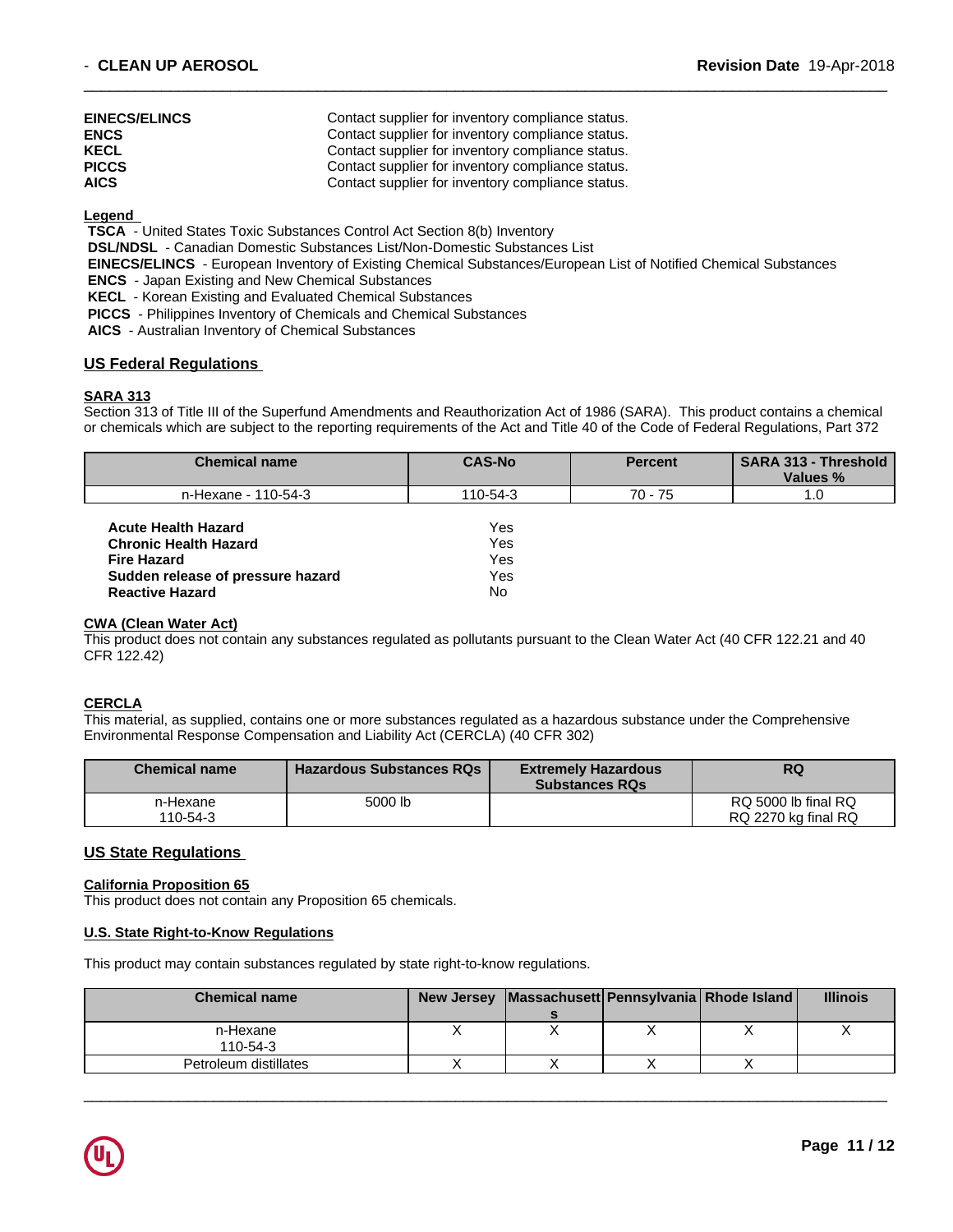| | |
|---|---|
| **EINECS/ELINCS** | Contact supplier for inventory compliance status. |
| **ENCS** | Contact supplier for inventory compliance status. |
| **KECL** | Contact supplier for inventory compliance status. |
| **PICCS** | Contact supplier for inventory compliance status. |
| **AICS** | Contact supplier for inventory compliance status. |

**Legend**

**TSCA** - United States Toxic Substances Control Act Section 8(b) Inventory
**DSL/NDSL** - Canadian Domestic Substances List/Non-Domestic Substances List
**EINECS/ELINCS** - European Inventory of Existing Chemical Substances/European List of Notified Chemical Substances
**ENCS** - Japan Existing and New Chemical Substances
**KECL** - Korean Existing and Evaluated Chemical Substances
**PICCS** - Philippines Inventory of Chemicals and Chemical Substances
**AICS** - Australian Inventory of Chemical Substances

## US Federal Regulations

### SARA 313

Section 313 of Title III of the Superfund Amendments and Reauthorization Act of 1986 (SARA). This product contains a chemical or chemicals which are subject to the reporting requirements of the Act and Title 40 of the Code of Federal Regulations, Part 372

| Chemical name | CAS-No | Percent | SARA 313 - Threshold Values % |
|---|---|---|---|
| n-Hexane - 110-54-3 | 110-54-3 | 70 - 75 | 1.0 |

| | |
|---|---|
| **Acute Health Hazard** | Yes |
| **Chronic Health Hazard** | Yes |
| **Fire Hazard** | Yes |
| **Sudden release of pressure hazard** | Yes |
| **Reactive Hazard** | No |

### CWA (Clean Water Act)

This product does not contain any substances regulated as pollutants pursuant to the Clean Water Act (40 CFR 122.21 and 40 CFR 122.42)

### CERCLA

This material, as supplied, contains one or more substances regulated as a hazardous substance under the Comprehensive Environmental Response Compensation and Liability Act (CERCLA) (40 CFR 302)

| Chemical name | Hazardous Substances RQs | Extremely Hazardous Substances RQs | RQ |
|---|---|---|---|
| n-Hexane 110-54-3 | 5000 lb | | RQ 5000 lb final RQ RQ 2270 kg final RQ |

## US State Regulations

### California Proposition 65

This product does not contain any Proposition 65 chemicals.

### U.S. State Right-to-Know Regulations

This product may contain substances regulated by state right-to-know regulations.

| Chemical name | New Jersey | Massachusetts | Pennsylvania | Rhode Island | Illinois |
|---|---|---|---|---|---|
| n-Hexane 110-54-3 | X | X | X | X | X |
| Petroleum distillates | X | X | X | X | |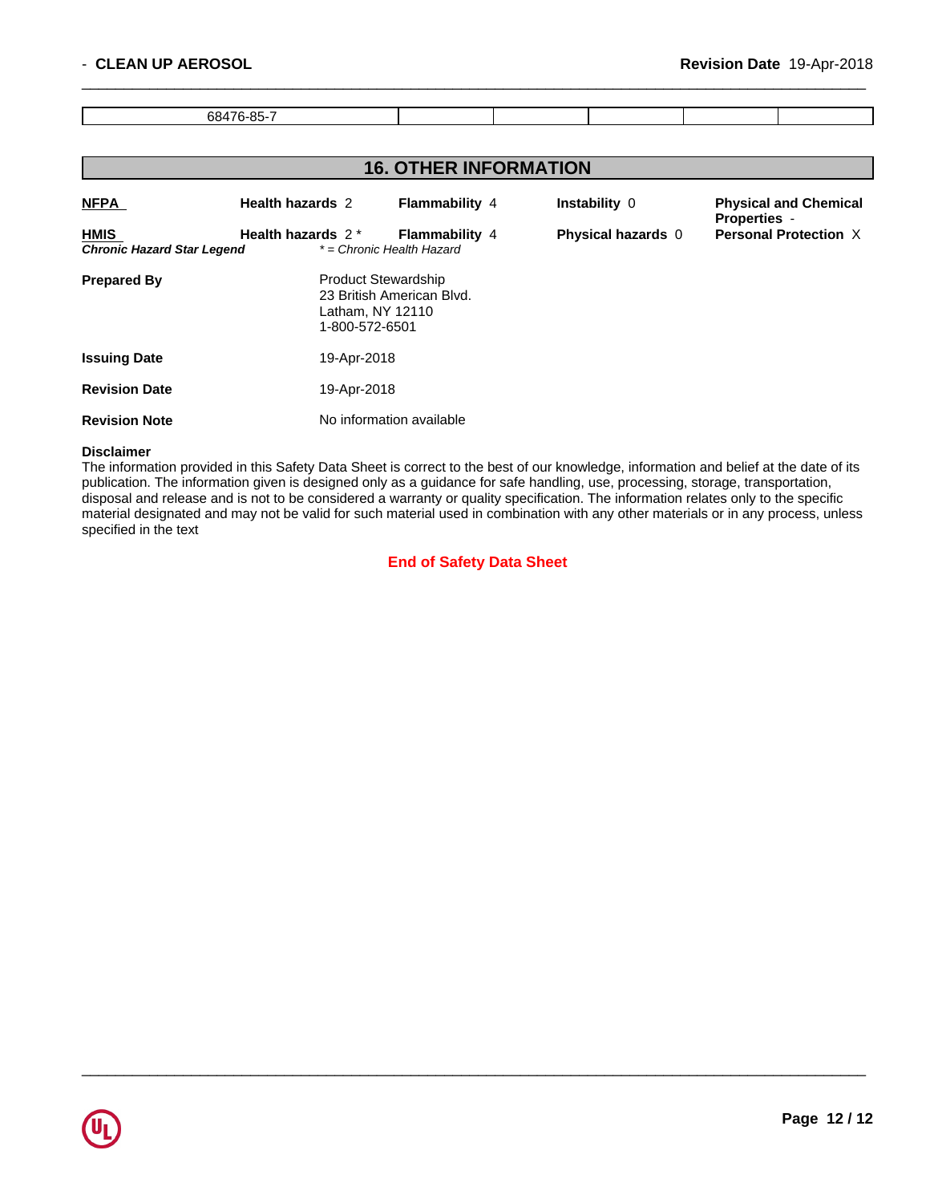| 68476-85-7 | | | | | |
|---|---|---|---|---|---|
| | | | | | |

## 16. OTHER INFORMATION

| | | | | |
|---|---|---|---|---|
| **NFPA** | **Health hazards** 2 | **Flammability** 4 | **Instability** 0 | **Physical and Chemical Properties** - |
| **HMIS** | **Health hazards** 2 * | **Flammability** 4 | **Physical hazards** 0 | **Personal Protection** X |

***Chronic Hazard Star Legend*** *\* = Chronic Health Hazard*

**Prepared By** Product Stewardship
23 British American Blvd.
Latham, NY 12110
1-800-572-6501

**Issuing Date** 19-Apr-2018

**Revision Date** 19-Apr-2018

**Revision Note** No information available

**Disclaimer**
The information provided in this Safety Data Sheet is correct to the best of our knowledge, information and belief at the date of its publication. The information given is designed only as a guidance for safe handling, use, processing, storage, transportation, disposal and release and is not to be considered a warranty or quality specification. The information relates only to the specific material designated and may not be valid for such material used in combination with any other materials or in any process, unless specified in the text

**End of Safety Data Sheet**